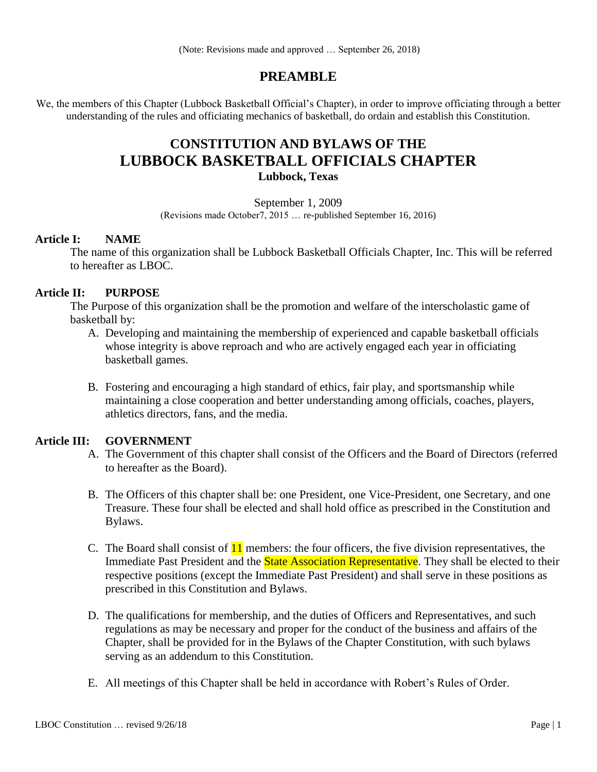(Note: Revisions made and approved … September 26, 2018)

# PREAMBLE

We, the members of this Chapter (Lubbock Basketball Official's Chapter), in order to improve officiating through a better understanding of the rules and officiating mechanics of basketball, do ordain and establish this Constitution.

# CONSTITUTION AND BYLAWS OF THE LUBBOCK BASKETBALL OFFICIALS CHAPTER

**Lubbock, Texas**

September 1, 2009

(Revisions made October7, 2015 … re-published September 16, 2016)

## Article I: NAME

The name of this organization shall be Lubbock Basketball Officials Chapter, Inc. This will be referred to hereafter as LBOC.

## Article II: PURPOSE

The Purpose of this organization shall be the promotion and welfare of the interscholastic game of basketball by:

A. Developing and maintaining the membership of experienced and capable basketball officials whose integrity is above reproach and who are actively engaged each year in officiating basketball games.

B. Fostering and encouraging a high standard of ethics, fair play, and sportsmanship while maintaining a close cooperation and better understanding among officials, coaches, players, athletics directors, fans, and the media.

## Article III: GOVERNMENT

A. The Government of this chapter shall consist of the Officers and the Board of Directors (referred to hereafter as the Board).

B. The Officers of this chapter shall be: one President, one Vice-President, one Secretary, and one Treasure. These four shall be elected and shall hold office as prescribed in the Constitution and Bylaws.

C. The Board shall consist of 11 members: the four officers, the five division representatives, the Immediate Past President and the State Association Representative. They shall be elected to their respective positions (except the Immediate Past President) and shall serve in these positions as prescribed in this Constitution and Bylaws.

D. The qualifications for membership, and the duties of Officers and Representatives, and such regulations as may be necessary and proper for the conduct of the business and affairs of the Chapter, shall be provided for in the Bylaws of the Chapter Constitution, with such bylaws serving as an addendum to this Constitution.

E. All meetings of this Chapter shall be held in accordance with Robert's Rules of Order.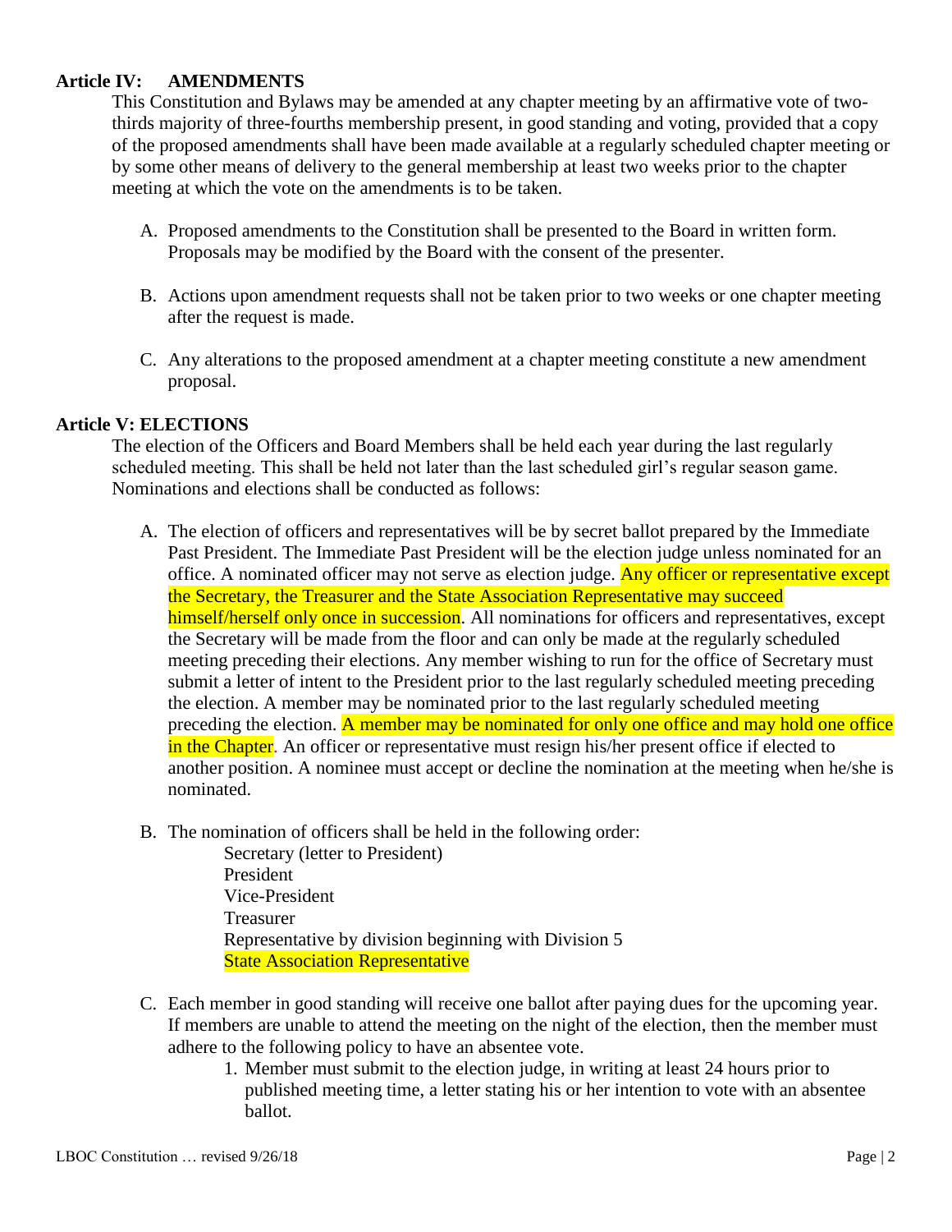## Article IV: AMENDMENTS

This Constitution and Bylaws may be amended at any chapter meeting by an affirmative vote of two-thirds majority of three-fourths membership present, in good standing and voting, provided that a copy of the proposed amendments shall have been made available at a regularly scheduled chapter meeting or by some other means of delivery to the general membership at least two weeks prior to the chapter meeting at which the vote on the amendments is to be taken.

A. Proposed amendments to the Constitution shall be presented to the Board in written form. Proposals may be modified by the Board with the consent of the presenter.

B. Actions upon amendment requests shall not be taken prior to two weeks or one chapter meeting after the request is made.

C. Any alterations to the proposed amendment at a chapter meeting constitute a new amendment proposal.

## Article V: ELECTIONS

The election of the Officers and Board Members shall be held each year during the last regularly scheduled meeting. This shall be held not later than the last scheduled girl's regular season game. Nominations and elections shall be conducted as follows:

A. The election of officers and representatives will be by secret ballot prepared by the Immediate Past President. The Immediate Past President will be the election judge unless nominated for an office. A nominated officer may not serve as election judge. Any officer or representative except the Secretary, the Treasurer and the State Association Representative may succeed himself/herself only once in succession. All nominations for officers and representatives, except the Secretary will be made from the floor and can only be made at the regularly scheduled meeting preceding their elections. Any member wishing to run for the office of Secretary must submit a letter of intent to the President prior to the last regularly scheduled meeting preceding the election. A member may be nominated prior to the last regularly scheduled meeting preceding the election. A member may be nominated for only one office and may hold one office in the Chapter. An officer or representative must resign his/her present office if elected to another position. A nominee must accept or decline the nomination at the meeting when he/she is nominated.

B. The nomination of officers shall be held in the following order:

   Secretary (letter to President)
   President
   Vice-President
   Treasurer
   Representative by division beginning with Division 5
   State Association Representative

C. Each member in good standing will receive one ballot after paying dues for the upcoming year. If members are unable to attend the meeting on the night of the election, then the member must adhere to the following policy to have an absentee vote.

   1. Member must submit to the election judge, in writing at least 24 hours prior to published meeting time, a letter stating his or her intention to vote with an absentee ballot.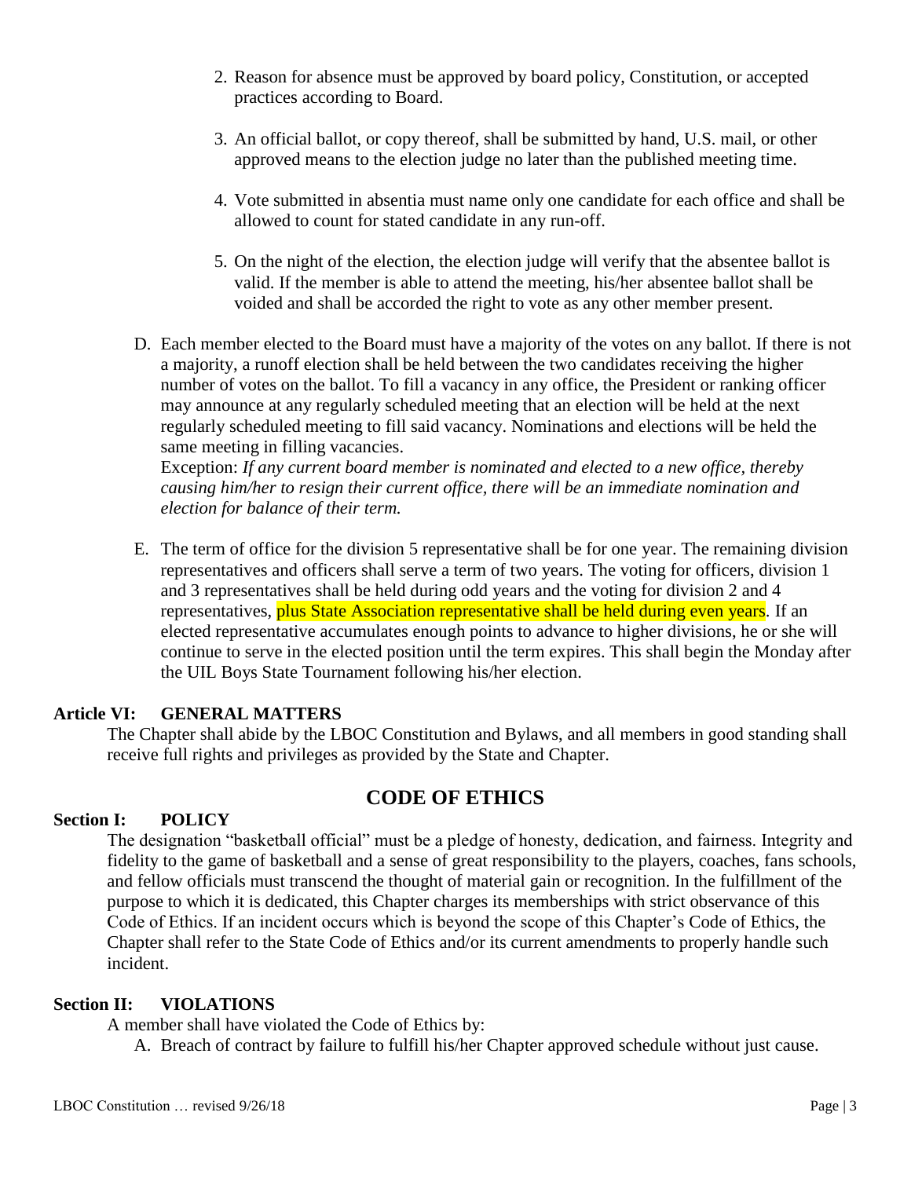2. Reason for absence must be approved by board policy, Constitution, or accepted practices according to Board.

3. An official ballot, or copy thereof, shall be submitted by hand, U.S. mail, or other approved means to the election judge no later than the published meeting time.

4. Vote submitted in absentia must name only one candidate for each office and shall be allowed to count for stated candidate in any run-off.

5. On the night of the election, the election judge will verify that the absentee ballot is valid. If the member is able to attend the meeting, his/her absentee ballot shall be voided and shall be accorded the right to vote as any other member present.

D. Each member elected to the Board must have a majority of the votes on any ballot. If there is not a majority, a runoff election shall be held between the two candidates receiving the higher number of votes on the ballot. To fill a vacancy in any office, the President or ranking officer may announce at any regularly scheduled meeting that an election will be held at the next regularly scheduled meeting to fill said vacancy. Nominations and elections will be held the same meeting in filling vacancies.
Exception: *If any current board member is nominated and elected to a new office, thereby causing him/her to resign their current office, there will be an immediate nomination and election for balance of their term.*

E. The term of office for the division 5 representative shall be for one year. The remaining division representatives and officers shall serve a term of two years. The voting for officers, division 1 and 3 representatives shall be held during odd years and the voting for division 2 and 4 representatives, plus State Association representative shall be held during even years. If an elected representative accumulates enough points to advance to higher divisions, he or she will continue to serve in the elected position until the term expires. This shall begin the Monday after the UIL Boys State Tournament following his/her election.

**Article VI: GENERAL MATTERS**

The Chapter shall abide by the LBOC Constitution and Bylaws, and all members in good standing shall receive full rights and privileges as provided by the State and Chapter.

## CODE OF ETHICS

**Section I: POLICY**

The designation "basketball official" must be a pledge of honesty, dedication, and fairness. Integrity and fidelity to the game of basketball and a sense of great responsibility to the players, coaches, fans schools, and fellow officials must transcend the thought of material gain or recognition. In the fulfillment of the purpose to which it is dedicated, this Chapter charges its memberships with strict observance of this Code of Ethics. If an incident occurs which is beyond the scope of this Chapter's Code of Ethics, the Chapter shall refer to the State Code of Ethics and/or its current amendments to properly handle such incident.

**Section II: VIOLATIONS**

A member shall have violated the Code of Ethics by:

A. Breach of contract by failure to fulfill his/her Chapter approved schedule without just cause.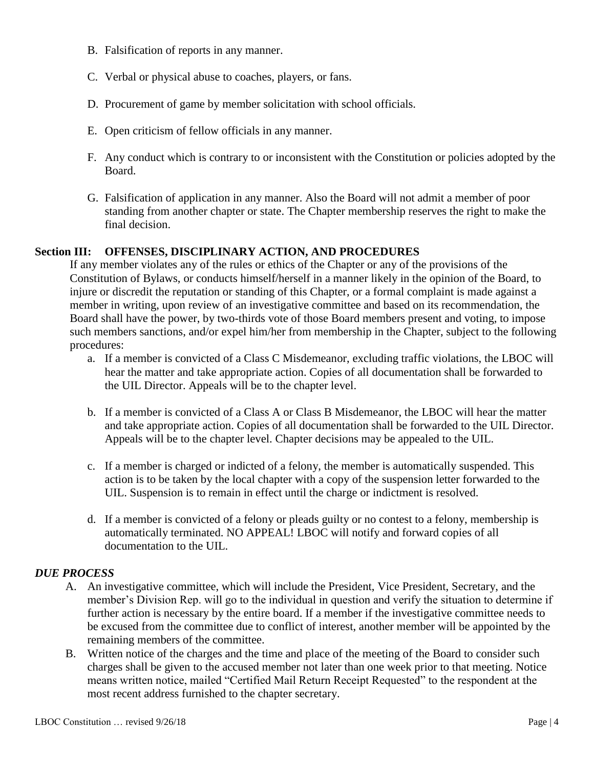B. Falsification of reports in any manner.

C. Verbal or physical abuse to coaches, players, or fans.

D. Procurement of game by member solicitation with school officials.

E. Open criticism of fellow officials in any manner.

F. Any conduct which is contrary to or inconsistent with the Constitution or policies adopted by the Board.

G. Falsification of application in any manner. Also the Board will not admit a member of poor standing from another chapter or state. The Chapter membership reserves the right to make the final decision.

## Section III: OFFENSES, DISCIPLINARY ACTION, AND PROCEDURES

If any member violates any of the rules or ethics of the Chapter or any of the provisions of the Constitution of Bylaws, or conducts himself/herself in a manner likely in the opinion of the Board, to injure or discredit the reputation or standing of this Chapter, or a formal complaint is made against a member in writing, upon review of an investigative committee and based on its recommendation, the Board shall have the power, by two-thirds vote of those Board members present and voting, to impose such members sanctions, and/or expel him/her from membership in the Chapter, subject to the following procedures:

a. If a member is convicted of a Class C Misdemeanor, excluding traffic violations, the LBOC will hear the matter and take appropriate action. Copies of all documentation shall be forwarded to the UIL Director. Appeals will be to the chapter level.

b. If a member is convicted of a Class A or Class B Misdemeanor, the LBOC will hear the matter and take appropriate action. Copies of all documentation shall be forwarded to the UIL Director. Appeals will be to the chapter level. Chapter decisions may be appealed to the UIL.

c. If a member is charged or indicted of a felony, the member is automatically suspended. This action is to be taken by the local chapter with a copy of the suspension letter forwarded to the UIL. Suspension is to remain in effect until the charge or indictment is resolved.

d. If a member is convicted of a felony or pleads guilty or no contest to a felony, membership is automatically terminated. NO APPEAL! LBOC will notify and forward copies of all documentation to the UIL.

### *DUE PROCESS*

A. An investigative committee, which will include the President, Vice President, Secretary, and the member's Division Rep. will go to the individual in question and verify the situation to determine if further action is necessary by the entire board. If a member if the investigative committee needs to be excused from the committee due to conflict of interest, another member will be appointed by the remaining members of the committee.

B. Written notice of the charges and the time and place of the meeting of the Board to consider such charges shall be given to the accused member not later than one week prior to that meeting. Notice means written notice, mailed "Certified Mail Return Receipt Requested" to the respondent at the most recent address furnished to the chapter secretary.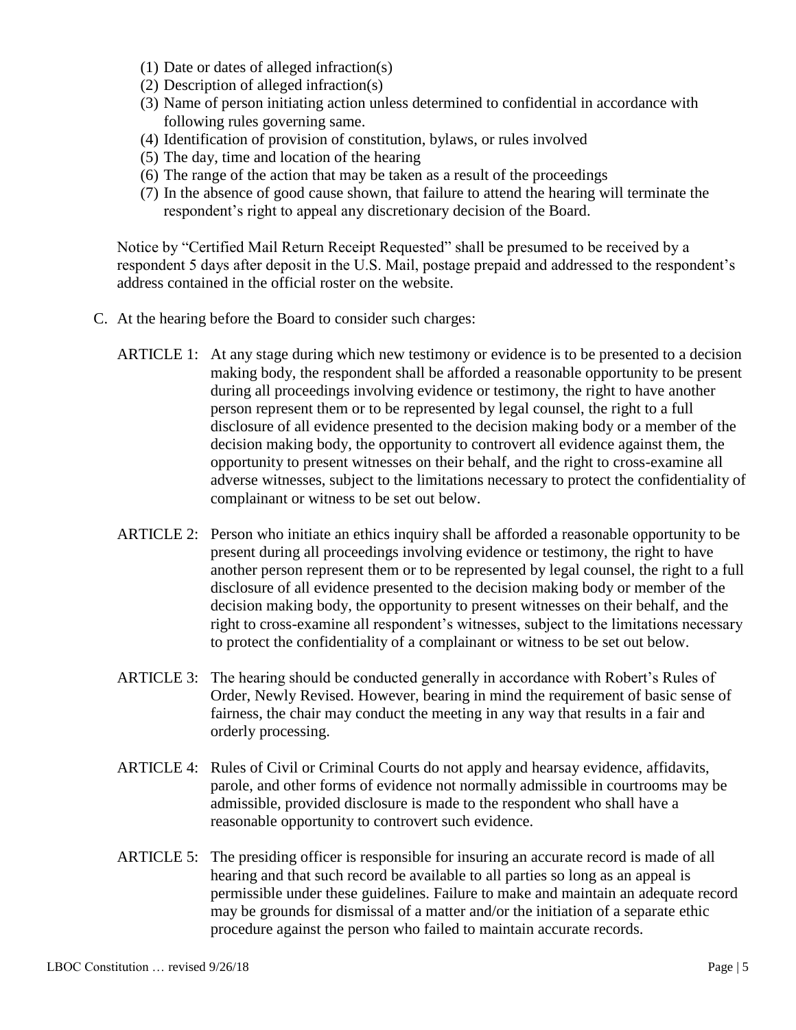(1) Date or dates of alleged infraction(s)
(2) Description of alleged infraction(s)
(3) Name of person initiating action unless determined to confidential in accordance with following rules governing same.
(4) Identification of provision of constitution, bylaws, or rules involved
(5) The day, time and location of the hearing
(6) The range of the action that may be taken as a result of the proceedings
(7) In the absence of good cause shown, that failure to attend the hearing will terminate the respondent's right to appeal any discretionary decision of the Board.

Notice by "Certified Mail Return Receipt Requested" shall be presumed to be received by a respondent 5 days after deposit in the U.S. Mail, postage prepaid and addressed to the respondent's address contained in the official roster on the website.

C. At the hearing before the Board to consider such charges:

ARTICLE 1: At any stage during which new testimony or evidence is to be presented to a decision making body, the respondent shall be afforded a reasonable opportunity to be present during all proceedings involving evidence or testimony, the right to have another person represent them or to be represented by legal counsel, the right to a full disclosure of all evidence presented to the decision making body or a member of the decision making body, the opportunity to controvert all evidence against them, the opportunity to present witnesses on their behalf, and the right to cross-examine all adverse witnesses, subject to the limitations necessary to protect the confidentiality of complainant or witness to be set out below.

ARTICLE 2: Person who initiate an ethics inquiry shall be afforded a reasonable opportunity to be present during all proceedings involving evidence or testimony, the right to have another person represent them or to be represented by legal counsel, the right to a full disclosure of all evidence presented to the decision making body or member of the decision making body, the opportunity to present witnesses on their behalf, and the right to cross-examine all respondent's witnesses, subject to the limitations necessary to protect the confidentiality of a complainant or witness to be set out below.

ARTICLE 3: The hearing should be conducted generally in accordance with Robert's Rules of Order, Newly Revised. However, bearing in mind the requirement of basic sense of fairness, the chair may conduct the meeting in any way that results in a fair and orderly processing.

ARTICLE 4: Rules of Civil or Criminal Courts do not apply and hearsay evidence, affidavits, parole, and other forms of evidence not normally admissible in courtrooms may be admissible, provided disclosure is made to the respondent who shall have a reasonable opportunity to controvert such evidence.

ARTICLE 5: The presiding officer is responsible for insuring an accurate record is made of all hearing and that such record be available to all parties so long as an appeal is permissible under these guidelines. Failure to make and maintain an adequate record may be grounds for dismissal of a matter and/or the initiation of a separate ethic procedure against the person who failed to maintain accurate records.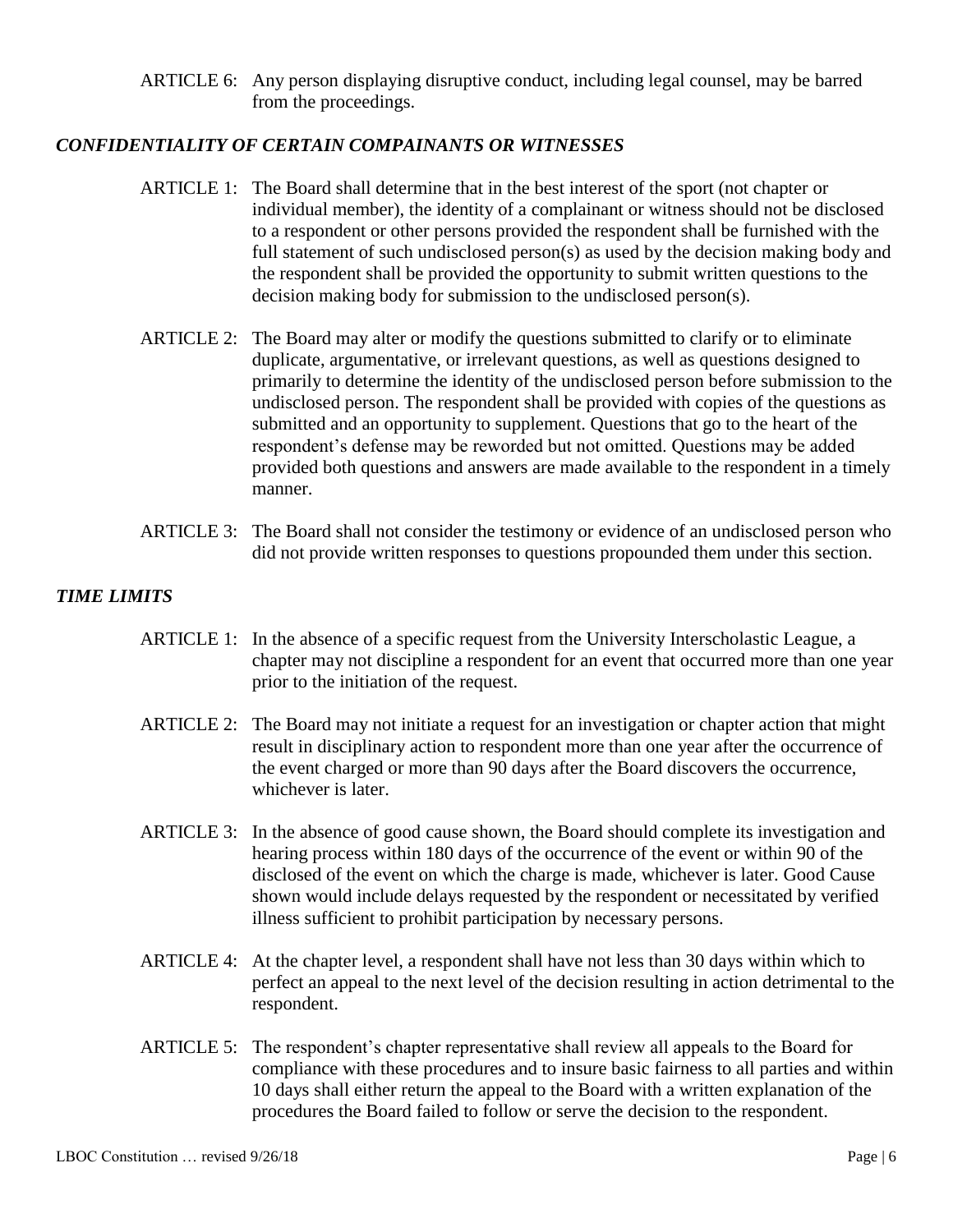ARTICLE 6: Any person displaying disruptive conduct, including legal counsel, may be barred from the proceedings.

### *CONFIDENTIALITY OF CERTAIN COMPAINANTS OR WITNESSES*

ARTICLE 1: The Board shall determine that in the best interest of the sport (not chapter or individual member), the identity of a complainant or witness should not be disclosed to a respondent or other persons provided the respondent shall be furnished with the full statement of such undisclosed person(s) as used by the decision making body and the respondent shall be provided the opportunity to submit written questions to the decision making body for submission to the undisclosed person(s).

ARTICLE 2: The Board may alter or modify the questions submitted to clarify or to eliminate duplicate, argumentative, or irrelevant questions, as well as questions designed to primarily to determine the identity of the undisclosed person before submission to the undisclosed person. The respondent shall be provided with copies of the questions as submitted and an opportunity to supplement. Questions that go to the heart of the respondent's defense may be reworded but not omitted. Questions may be added provided both questions and answers are made available to the respondent in a timely manner.

ARTICLE 3: The Board shall not consider the testimony or evidence of an undisclosed person who did not provide written responses to questions propounded them under this section.

### *TIME LIMITS*

ARTICLE 1: In the absence of a specific request from the University Interscholastic League, a chapter may not discipline a respondent for an event that occurred more than one year prior to the initiation of the request.

ARTICLE 2: The Board may not initiate a request for an investigation or chapter action that might result in disciplinary action to respondent more than one year after the occurrence of the event charged or more than 90 days after the Board discovers the occurrence, whichever is later.

ARTICLE 3: In the absence of good cause shown, the Board should complete its investigation and hearing process within 180 days of the occurrence of the event or within 90 of the disclosed of the event on which the charge is made, whichever is later. Good Cause shown would include delays requested by the respondent or necessitated by verified illness sufficient to prohibit participation by necessary persons.

ARTICLE 4: At the chapter level, a respondent shall have not less than 30 days within which to perfect an appeal to the next level of the decision resulting in action detrimental to the respondent.

ARTICLE 5: The respondent's chapter representative shall review all appeals to the Board for compliance with these procedures and to insure basic fairness to all parties and within 10 days shall either return the appeal to the Board with a written explanation of the procedures the Board failed to follow or serve the decision to the respondent.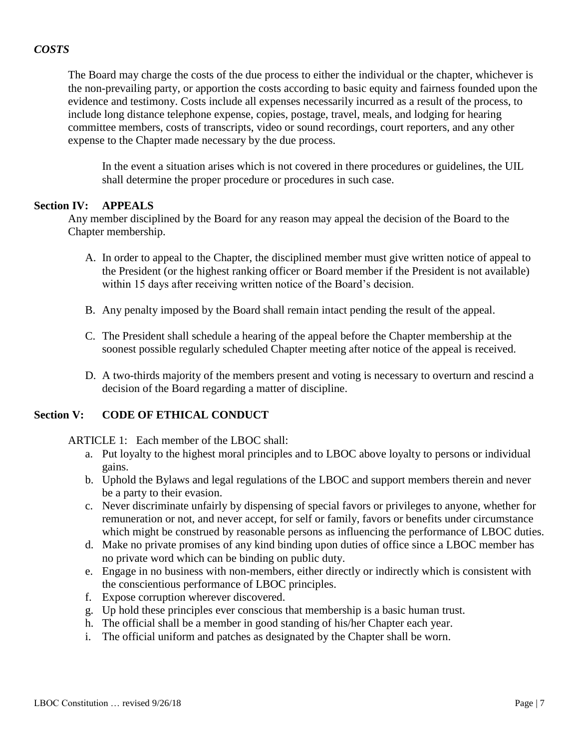### *COSTS*

The Board may charge the costs of the due process to either the individual or the chapter, whichever is the non-prevailing party, or apportion the costs according to basic equity and fairness founded upon the evidence and testimony. Costs include all expenses necessarily incurred as a result of the process, to include long distance telephone expense, copies, postage, travel, meals, and lodging for hearing committee members, costs of transcripts, video or sound recordings, court reporters, and any other expense to the Chapter made necessary by the due process.

In the event a situation arises which is not covered in there procedures or guidelines, the UIL shall determine the proper procedure or procedures in such case.

## Section IV: APPEALS

Any member disciplined by the Board for any reason may appeal the decision of the Board to the Chapter membership.

A. In order to appeal to the Chapter, the disciplined member must give written notice of appeal to the President (or the highest ranking officer or Board member if the President is not available) within 15 days after receiving written notice of the Board's decision.

B. Any penalty imposed by the Board shall remain intact pending the result of the appeal.

C. The President shall schedule a hearing of the appeal before the Chapter membership at the soonest possible regularly scheduled Chapter meeting after notice of the appeal is received.

D. A two-thirds majority of the members present and voting is necessary to overturn and rescind a decision of the Board regarding a matter of discipline.

## Section V: CODE OF ETHICAL CONDUCT

ARTICLE 1: Each member of the LBOC shall:

a. Put loyalty to the highest moral principles and to LBOC above loyalty to persons or individual gains.
b. Uphold the Bylaws and legal regulations of the LBOC and support members therein and never be a party to their evasion.
c. Never discriminate unfairly by dispensing of special favors or privileges to anyone, whether for remuneration or not, and never accept, for self or family, favors or benefits under circumstance which might be construed by reasonable persons as influencing the performance of LBOC duties.
d. Make no private promises of any kind binding upon duties of office since a LBOC member has no private word which can be binding on public duty.
e. Engage in no business with non-members, either directly or indirectly which is consistent with the conscientious performance of LBOC principles.
f. Expose corruption wherever discovered.
g. Up hold these principles ever conscious that membership is a basic human trust.
h. The official shall be a member in good standing of his/her Chapter each year.
i. The official uniform and patches as designated by the Chapter shall be worn.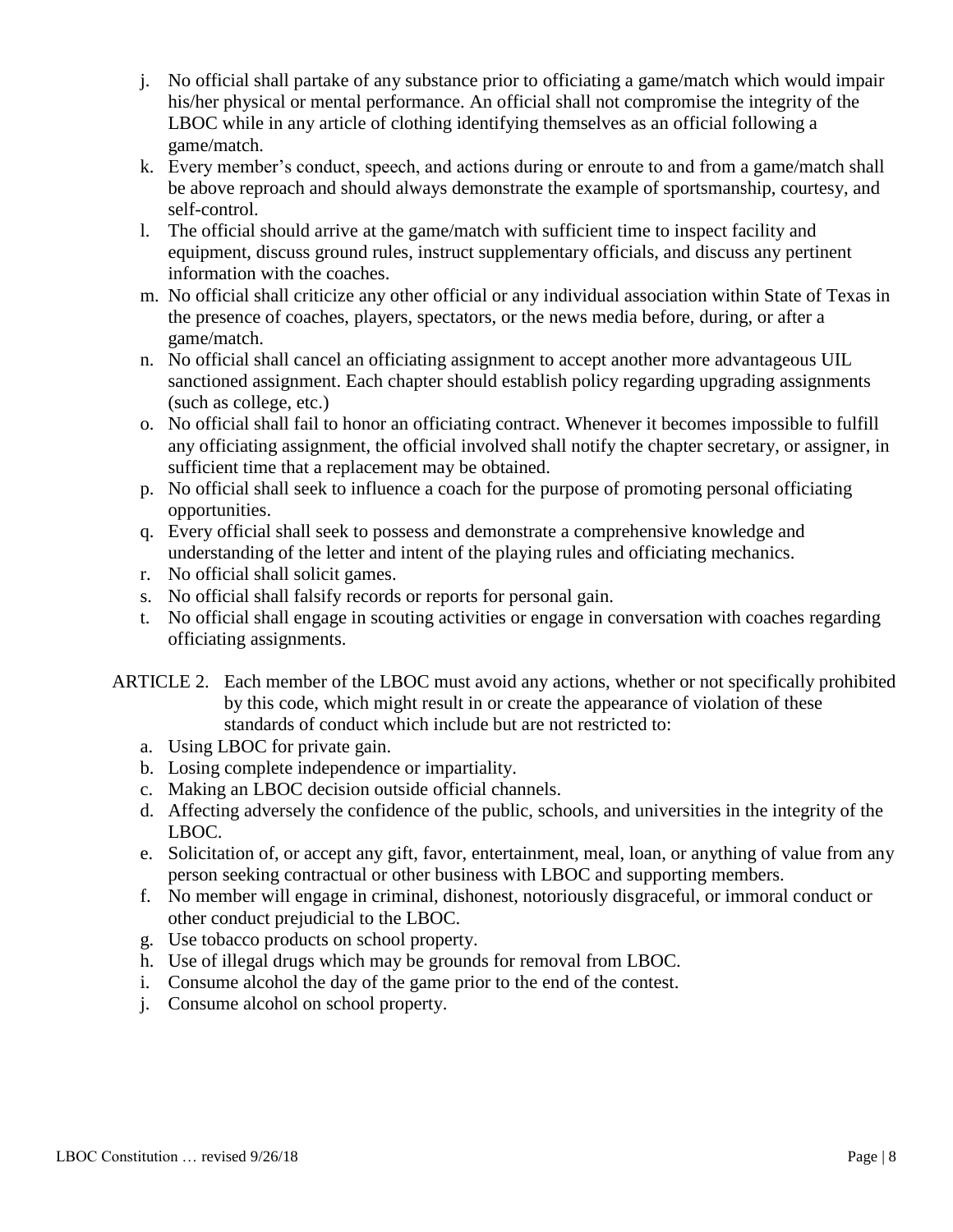j. No official shall partake of any substance prior to officiating a game/match which would impair his/her physical or mental performance. An official shall not compromise the integrity of the LBOC while in any article of clothing identifying themselves as an official following a game/match.
k. Every member's conduct, speech, and actions during or enroute to and from a game/match shall be above reproach and should always demonstrate the example of sportsmanship, courtesy, and self-control.
l. The official should arrive at the game/match with sufficient time to inspect facility and equipment, discuss ground rules, instruct supplementary officials, and discuss any pertinent information with the coaches.
m. No official shall criticize any other official or any individual association within State of Texas in the presence of coaches, players, spectators, or the news media before, during, or after a game/match.
n. No official shall cancel an officiating assignment to accept another more advantageous UIL sanctioned assignment. Each chapter should establish policy regarding upgrading assignments (such as college, etc.)
o. No official shall fail to honor an officiating contract. Whenever it becomes impossible to fulfill any officiating assignment, the official involved shall notify the chapter secretary, or assigner, in sufficient time that a replacement may be obtained.
p. No official shall seek to influence a coach for the purpose of promoting personal officiating opportunities.
q. Every official shall seek to possess and demonstrate a comprehensive knowledge and understanding of the letter and intent of the playing rules and officiating mechanics.
r. No official shall solicit games.
s. No official shall falsify records or reports for personal gain.
t. No official shall engage in scouting activities or engage in conversation with coaches regarding officiating assignments.

ARTICLE 2. Each member of the LBOC must avoid any actions, whether or not specifically prohibited by this code, which might result in or create the appearance of violation of these standards of conduct which include but are not restricted to:

a. Using LBOC for private gain.
b. Losing complete independence or impartiality.
c. Making an LBOC decision outside official channels.
d. Affecting adversely the confidence of the public, schools, and universities in the integrity of the LBOC.
e. Solicitation of, or accept any gift, favor, entertainment, meal, loan, or anything of value from any person seeking contractual or other business with LBOC and supporting members.
f. No member will engage in criminal, dishonest, notoriously disgraceful, or immoral conduct or other conduct prejudicial to the LBOC.
g. Use tobacco products on school property.
h. Use of illegal drugs which may be grounds for removal from LBOC.
i. Consume alcohol the day of the game prior to the end of the contest.
j. Consume alcohol on school property.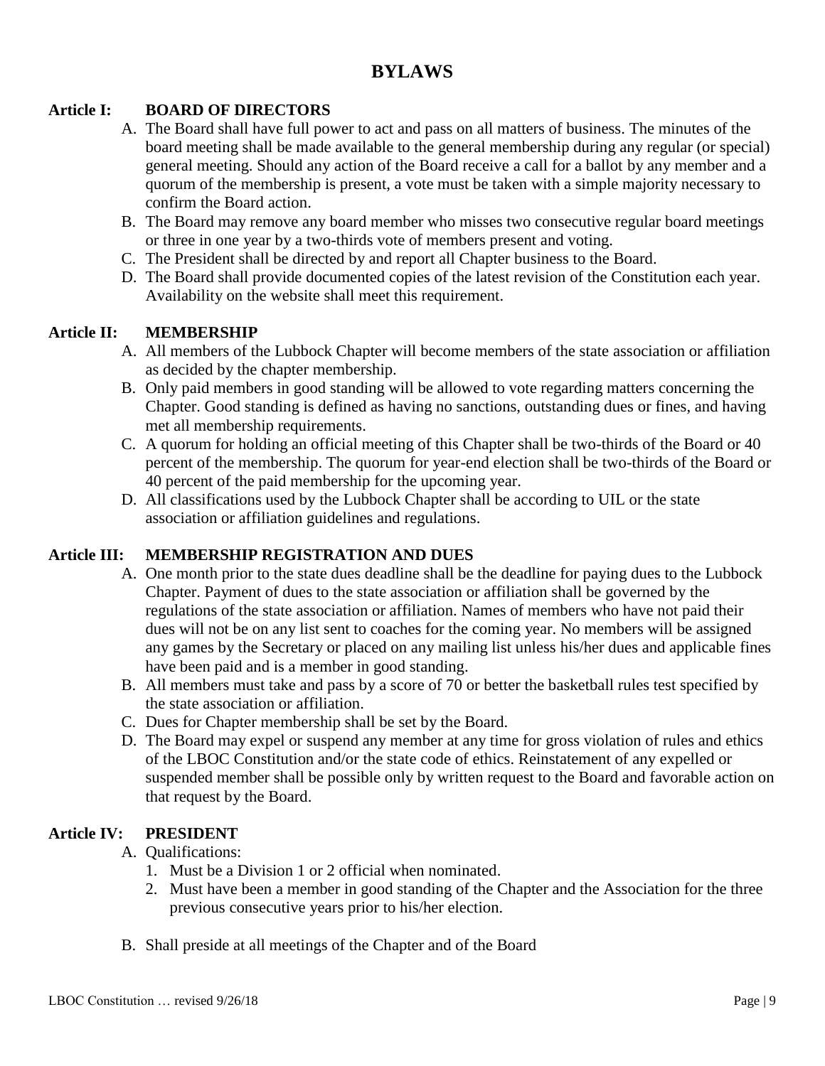# BYLAWS

## Article I: BOARD OF DIRECTORS

A. The Board shall have full power to act and pass on all matters of business. The minutes of the board meeting shall be made available to the general membership during any regular (or special) general meeting. Should any action of the Board receive a call for a ballot by any member and a quorum of the membership is present, a vote must be taken with a simple majority necessary to confirm the Board action.
B. The Board may remove any board member who misses two consecutive regular board meetings or three in one year by a two-thirds vote of members present and voting.
C. The President shall be directed by and report all Chapter business to the Board.
D. The Board shall provide documented copies of the latest revision of the Constitution each year. Availability on the website shall meet this requirement.

## Article II: MEMBERSHIP

A. All members of the Lubbock Chapter will become members of the state association or affiliation as decided by the chapter membership.
B. Only paid members in good standing will be allowed to vote regarding matters concerning the Chapter. Good standing is defined as having no sanctions, outstanding dues or fines, and having met all membership requirements.
C. A quorum for holding an official meeting of this Chapter shall be two-thirds of the Board or 40 percent of the membership. The quorum for year-end election shall be two-thirds of the Board or 40 percent of the paid membership for the upcoming year.
D. All classifications used by the Lubbock Chapter shall be according to UIL or the state association or affiliation guidelines and regulations.

## Article III: MEMBERSHIP REGISTRATION AND DUES

A. One month prior to the state dues deadline shall be the deadline for paying dues to the Lubbock Chapter. Payment of dues to the state association or affiliation shall be governed by the regulations of the state association or affiliation. Names of members who have not paid their dues will not be on any list sent to coaches for the coming year. No members will be assigned any games by the Secretary or placed on any mailing list unless his/her dues and applicable fines have been paid and is a member in good standing.
B. All members must take and pass by a score of 70 or better the basketball rules test specified by the state association or affiliation.
C. Dues for Chapter membership shall be set by the Board.
D. The Board may expel or suspend any member at any time for gross violation of rules and ethics of the LBOC Constitution and/or the state code of ethics. Reinstatement of any expelled or suspended member shall be possible only by written request to the Board and favorable action on that request by the Board.

## Article IV: PRESIDENT

A. Qualifications:
   1. Must be a Division 1 or 2 official when nominated.
   2. Must have been a member in good standing of the Chapter and the Association for the three previous consecutive years prior to his/her election.

B. Shall preside at all meetings of the Chapter and of the Board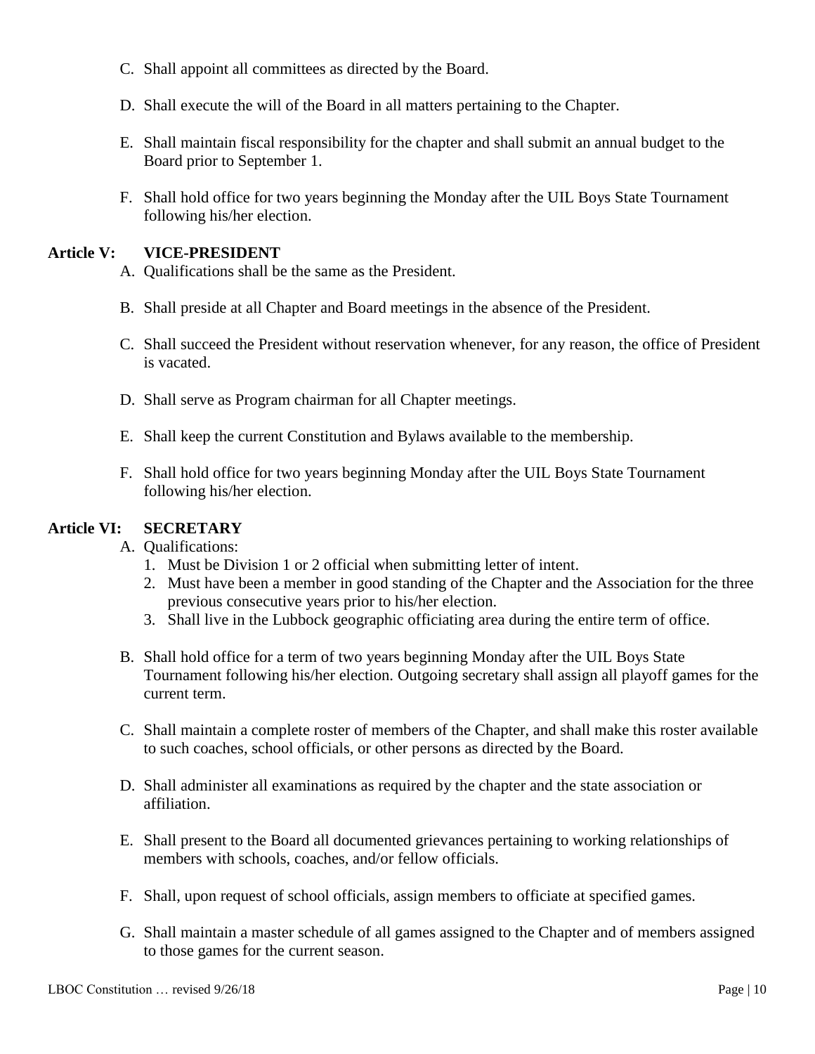C. Shall appoint all committees as directed by the Board.

D. Shall execute the will of the Board in all matters pertaining to the Chapter.

E. Shall maintain fiscal responsibility for the chapter and shall submit an annual budget to the Board prior to September 1.

F. Shall hold office for two years beginning the Monday after the UIL Boys State Tournament following his/her election.

## Article V: VICE-PRESIDENT

A. Qualifications shall be the same as the President.

B. Shall preside at all Chapter and Board meetings in the absence of the President.

C. Shall succeed the President without reservation whenever, for any reason, the office of President is vacated.

D. Shall serve as Program chairman for all Chapter meetings.

E. Shall keep the current Constitution and Bylaws available to the membership.

F. Shall hold office for two years beginning Monday after the UIL Boys State Tournament following his/her election.

## Article VI: SECRETARY

A. Qualifications:
   1. Must be Division 1 or 2 official when submitting letter of intent.
   2. Must have been a member in good standing of the Chapter and the Association for the three previous consecutive years prior to his/her election.
   3. Shall live in the Lubbock geographic officiating area during the entire term of office.

B. Shall hold office for a term of two years beginning Monday after the UIL Boys State Tournament following his/her election. Outgoing secretary shall assign all playoff games for the current term.

C. Shall maintain a complete roster of members of the Chapter, and shall make this roster available to such coaches, school officials, or other persons as directed by the Board.

D. Shall administer all examinations as required by the chapter and the state association or affiliation.

E. Shall present to the Board all documented grievances pertaining to working relationships of members with schools, coaches, and/or fellow officials.

F. Shall, upon request of school officials, assign members to officiate at specified games.

G. Shall maintain a master schedule of all games assigned to the Chapter and of members assigned to those games for the current season.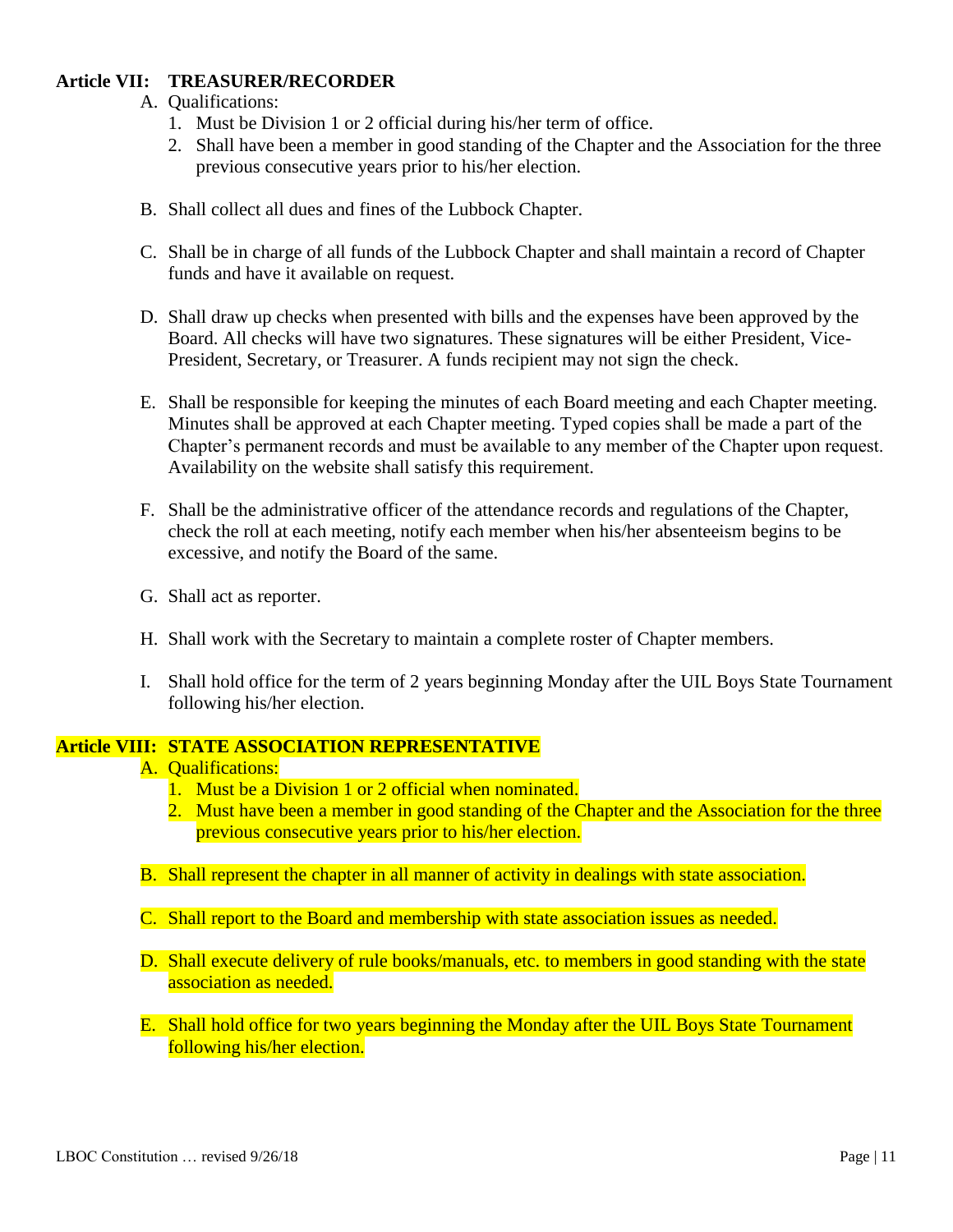## Article VII: TREASURER/RECORDER

A. Qualifications:
   1. Must be Division 1 or 2 official during his/her term of office.
   2. Shall have been a member in good standing of the Chapter and the Association for the three previous consecutive years prior to his/her election.

B. Shall collect all dues and fines of the Lubbock Chapter.

C. Shall be in charge of all funds of the Lubbock Chapter and shall maintain a record of Chapter funds and have it available on request.

D. Shall draw up checks when presented with bills and the expenses have been approved by the Board. All checks will have two signatures. These signatures will be either President, Vice-President, Secretary, or Treasurer. A funds recipient may not sign the check.

E. Shall be responsible for keeping the minutes of each Board meeting and each Chapter meeting. Minutes shall be approved at each Chapter meeting. Typed copies shall be made a part of the Chapter's permanent records and must be available to any member of the Chapter upon request. Availability on the website shall satisfy this requirement.

F. Shall be the administrative officer of the attendance records and regulations of the Chapter, check the roll at each meeting, notify each member when his/her absenteeism begins to be excessive, and notify the Board of the same.

G. Shall act as reporter.

H. Shall work with the Secretary to maintain a complete roster of Chapter members.

I. Shall hold office for the term of 2 years beginning Monday after the UIL Boys State Tournament following his/her election.

## Article VIII: STATE ASSOCIATION REPRESENTATIVE

A. Qualifications:
   1. Must be a Division 1 or 2 official when nominated.
   2. Must have been a member in good standing of the Chapter and the Association for the three previous consecutive years prior to his/her election.

B. Shall represent the chapter in all manner of activity in dealings with state association.

C. Shall report to the Board and membership with state association issues as needed.

D. Shall execute delivery of rule books/manuals, etc. to members in good standing with the state association as needed.

E. Shall hold office for two years beginning the Monday after the UIL Boys State Tournament following his/her election.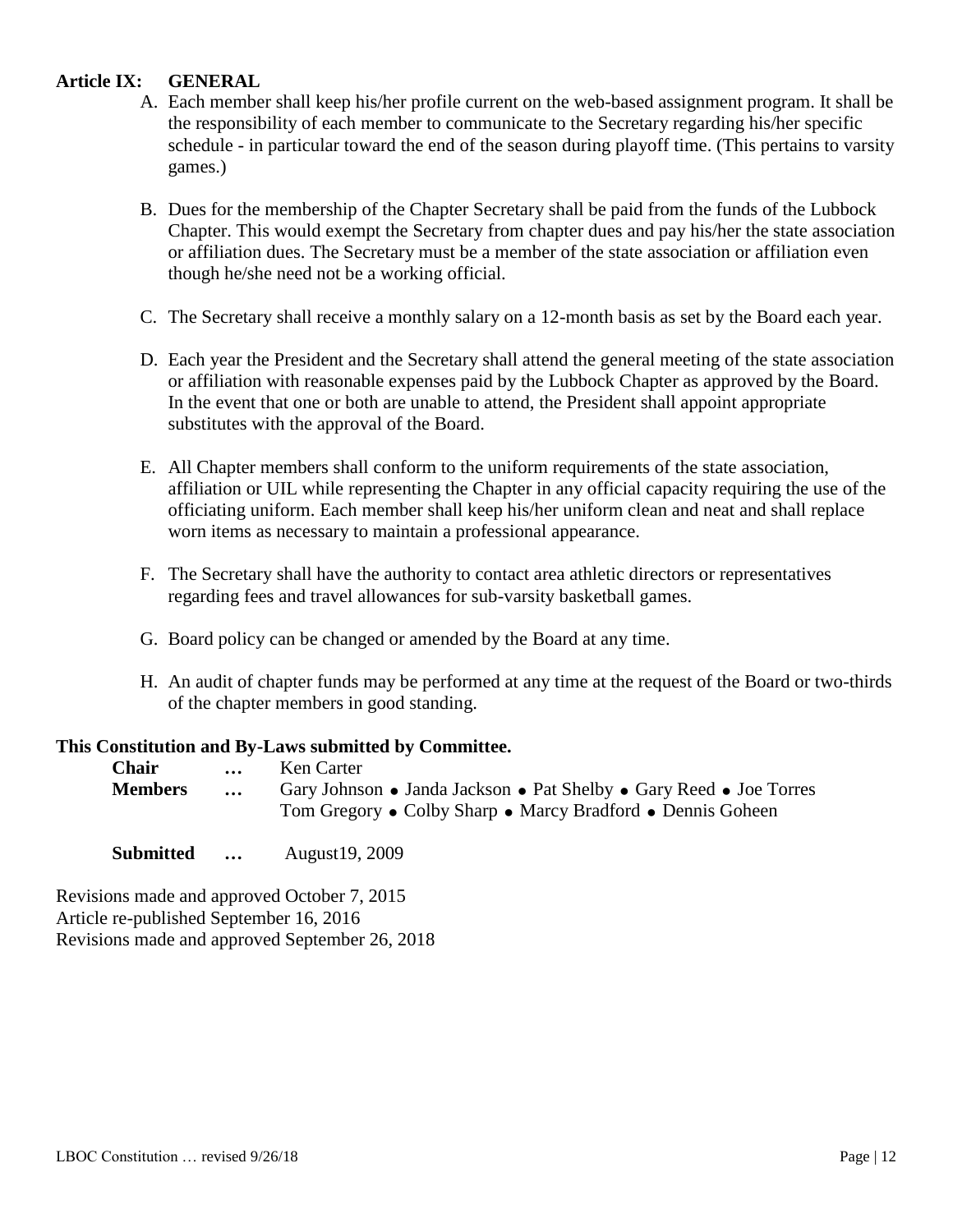## Article IX: GENERAL

A. Each member shall keep his/her profile current on the web-based assignment program. It shall be the responsibility of each member to communicate to the Secretary regarding his/her specific schedule - in particular toward the end of the season during playoff time. (This pertains to varsity games.)

B. Dues for the membership of the Chapter Secretary shall be paid from the funds of the Lubbock Chapter. This would exempt the Secretary from chapter dues and pay his/her the state association or affiliation dues. The Secretary must be a member of the state association or affiliation even though he/she need not be a working official.

C. The Secretary shall receive a monthly salary on a 12-month basis as set by the Board each year.

D. Each year the President and the Secretary shall attend the general meeting of the state association or affiliation with reasonable expenses paid by the Lubbock Chapter as approved by the Board. In the event that one or both are unable to attend, the President shall appoint appropriate substitutes with the approval of the Board.

E. All Chapter members shall conform to the uniform requirements of the state association, affiliation or UIL while representing the Chapter in any official capacity requiring the use of the officiating uniform. Each member shall keep his/her uniform clean and neat and shall replace worn items as necessary to maintain a professional appearance.

F. The Secretary shall have the authority to contact area athletic directors or representatives regarding fees and travel allowances for sub-varsity basketball games.

G. Board policy can be changed or amended by the Board at any time.

H. An audit of chapter funds may be performed at any time at the request of the Board or two-thirds of the chapter members in good standing.

**This Constitution and By-Laws submitted by Committee.**

**Chair** … Ken Carter
**Members** … Gary Johnson • Janda Jackson • Pat Shelby • Gary Reed • Joe Torres
Tom Gregory • Colby Sharp • Marcy Bradford • Dennis Goheen

**Submitted** … August19, 2009

Revisions made and approved October 7, 2015
Article re-published September 16, 2016
Revisions made and approved September 26, 2018